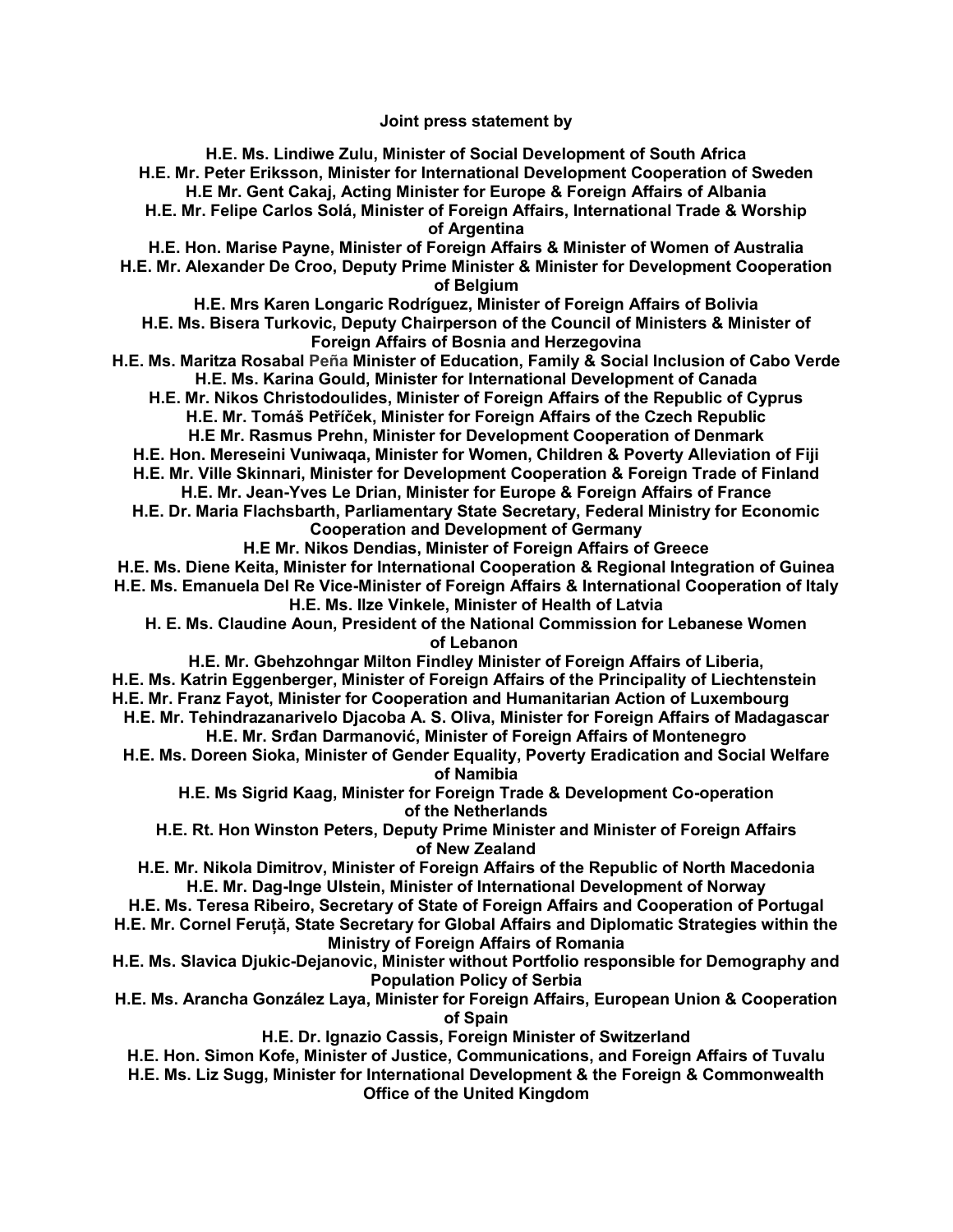**Joint press statement by**

**H.E. Ms. Lindiwe Zulu, Minister of Social Development of South Africa**
**H.E. Mr. Peter Eriksson, Minister for International Development Cooperation of Sweden**
**H.E Mr. Gent Cakaj, Acting Minister for Europe & Foreign Affairs of Albania**
**H.E. Mr. Felipe Carlos Solá, Minister of Foreign Affairs, International Trade & Worship of Argentina**
**H.E. Hon. Marise Payne, Minister of Foreign Affairs & Minister of Women of Australia**
**H.E. Mr. Alexander De Croo, Deputy Prime Minister & Minister for Development Cooperation of Belgium**
**H.E. Mrs Karen Longaric Rodríguez, Minister of Foreign Affairs of Bolivia**
**H.E. Ms. Bisera Turkovic, Deputy Chairperson of the Council of Ministers & Minister of Foreign Affairs of Bosnia and Herzegovina**
**H.E. Ms. Maritza Rosabal Peña Minister of Education, Family & Social Inclusion of Cabo Verde**
**H.E. Ms. Karina Gould, Minister for International Development of Canada**
**H.E. Mr. Nikos Christodoulides, Minister of Foreign Affairs of the Republic of Cyprus**
**H.E. Mr. Tomáš Petříček, Minister for Foreign Affairs of the Czech Republic**
**H.E Mr. Rasmus Prehn, Minister for Development Cooperation of Denmark**
**H.E. Hon. Mereseini Vuniwaqa, Minister for Women, Children & Poverty Alleviation of Fiji**
**H.E. Mr. Ville Skinnari, Minister for Development Cooperation & Foreign Trade of Finland**
**H.E. Mr. Jean-Yves Le Drian, Minister for Europe & Foreign Affairs of France**
**H.E. Dr. Maria Flachsbarth, Parliamentary State Secretary, Federal Ministry for Economic Cooperation and Development of Germany**
**H.E Mr. Nikos Dendias, Minister of Foreign Affairs of Greece**
**H.E. Ms. Diene Keita, Minister for International Cooperation & Regional Integration of Guinea**
**H.E. Ms. Emanuela Del Re Vice-Minister of Foreign Affairs & International Cooperation of Italy**
**H.E. Ms. Ilze Vinkele, Minister of Health of Latvia**
**H. E. Ms. Claudine Aoun, President of the National Commission for Lebanese Women of Lebanon**
**H.E. Mr. Gbehzohngar Milton Findley Minister of Foreign Affairs of Liberia,**
**H.E. Ms. Katrin Eggenberger, Minister of Foreign Affairs of the Principality of Liechtenstein**
**H.E. Mr. Franz Fayot, Minister for Cooperation and Humanitarian Action of Luxembourg**
**H.E. Mr. Tehindrazanarivelo Djacoba A. S. Oliva, Minister for Foreign Affairs of Madagascar**
**H.E. Mr. Srđan Darmanović, Minister of Foreign Affairs of Montenegro**
**H.E. Ms. Doreen Sioka, Minister of Gender Equality, Poverty Eradication and Social Welfare of Namibia**
**H.E. Ms Sigrid Kaag, Minister for Foreign Trade & Development Co-operation of the Netherlands**
**H.E. Rt. Hon Winston Peters, Deputy Prime Minister and Minister of Foreign Affairs of New Zealand**
**H.E. Mr. Nikola Dimitrov, Minister of Foreign Affairs of the Republic of North Macedonia**
**H.E. Mr. Dag-Inge Ulstein, Minister of International Development of Norway**
**H.E. Ms. Teresa Ribeiro, Secretary of State of Foreign Affairs and Cooperation of Portugal**
**H.E. Mr. Cornel Feruță, State Secretary for Global Affairs and Diplomatic Strategies within the Ministry of Foreign Affairs of Romania**
**H.E. Ms. Slavica Djukic-Dejanovic, Minister without Portfolio responsible for Demography and Population Policy of Serbia**
**H.E. Ms. Arancha González Laya, Minister for Foreign Affairs, European Union & Cooperation of Spain**
**H.E. Dr. Ignazio Cassis, Foreign Minister of Switzerland**
**H.E. Hon. Simon Kofe, Minister of Justice, Communications, and Foreign Affairs of Tuvalu**
**H.E. Ms. Liz Sugg, Minister for International Development & the Foreign & Commonwealth Office of the United Kingdom**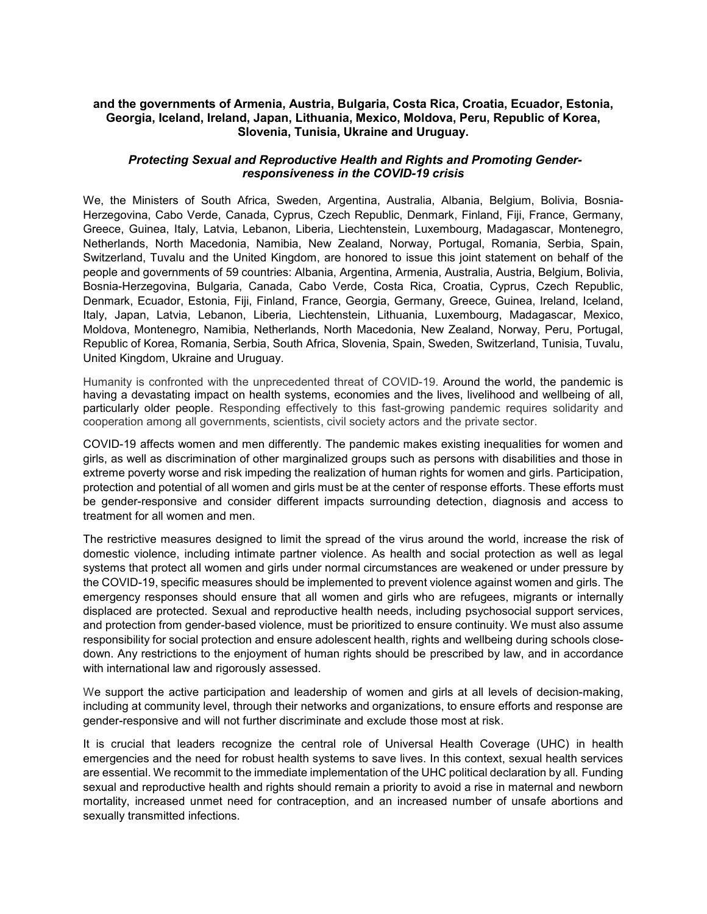**and the governments of Armenia, Austria, Bulgaria, Costa Rica, Croatia, Ecuador, Estonia, Georgia, Iceland, Ireland, Japan, Lithuania, Mexico, Moldova, Peru, Republic of Korea, Slovenia, Tunisia, Ukraine and Uruguay.**

***Protecting Sexual and Reproductive Health and Rights and Promoting Gender-responsiveness in the COVID-19 crisis***

We, the Ministers of South Africa, Sweden, Argentina, Australia, Albania, Belgium, Bolivia, Bosnia-Herzegovina, Cabo Verde, Canada, Cyprus, Czech Republic, Denmark, Finland, Fiji, France, Germany, Greece, Guinea, Italy, Latvia, Lebanon, Liberia, Liechtenstein, Luxembourg, Madagascar, Montenegro, Netherlands, North Macedonia, Namibia, New Zealand, Norway, Portugal, Romania, Serbia, Spain, Switzerland, Tuvalu and the United Kingdom, are honored to issue this joint statement on behalf of the people and governments of 59 countries: Albania, Argentina, Armenia, Australia, Austria, Belgium, Bolivia, Bosnia-Herzegovina, Bulgaria, Canada, Cabo Verde, Costa Rica, Croatia, Cyprus, Czech Republic, Denmark, Ecuador, Estonia, Fiji, Finland, France, Georgia, Germany, Greece, Guinea, Ireland, Iceland, Italy, Japan, Latvia, Lebanon, Liberia, Liechtenstein, Lithuania, Luxembourg, Madagascar, Mexico, Moldova, Montenegro, Namibia, Netherlands, North Macedonia, New Zealand, Norway, Peru, Portugal, Republic of Korea, Romania, Serbia, South Africa, Slovenia, Spain, Sweden, Switzerland, Tunisia, Tuvalu, United Kingdom, Ukraine and Uruguay.

Humanity is confronted with the unprecedented threat of COVID-19. Around the world, the pandemic is having a devastating impact on health systems, economies and the lives, livelihood and wellbeing of all, particularly older people. Responding effectively to this fast-growing pandemic requires solidarity and cooperation among all governments, scientists, civil society actors and the private sector.

COVID-19 affects women and men differently. The pandemic makes existing inequalities for women and girls, as well as discrimination of other marginalized groups such as persons with disabilities and those in extreme poverty worse and risk impeding the realization of human rights for women and girls. Participation, protection and potential of all women and girls must be at the center of response efforts. These efforts must be gender-responsive and consider different impacts surrounding detection, diagnosis and access to treatment for all women and men.

The restrictive measures designed to limit the spread of the virus around the world, increase the risk of domestic violence, including intimate partner violence. As health and social protection as well as legal systems that protect all women and girls under normal circumstances are weakened or under pressure by the COVID-19, specific measures should be implemented to prevent violence against women and girls. The emergency responses should ensure that all women and girls who are refugees, migrants or internally displaced are protected. Sexual and reproductive health needs, including psychosocial support services, and protection from gender-based violence, must be prioritized to ensure continuity. We must also assume responsibility for social protection and ensure adolescent health, rights and wellbeing during schools close-down. Any restrictions to the enjoyment of human rights should be prescribed by law, and in accordance with international law and rigorously assessed.

We support the active participation and leadership of women and girls at all levels of decision-making, including at community level, through their networks and organizations, to ensure efforts and response are gender-responsive and will not further discriminate and exclude those most at risk.

It is crucial that leaders recognize the central role of Universal Health Coverage (UHC) in health emergencies and the need for robust health systems to save lives. In this context, sexual health services are essential. We recommit to the immediate implementation of the UHC political declaration by all. Funding sexual and reproductive health and rights should remain a priority to avoid a rise in maternal and newborn mortality, increased unmet need for contraception, and an increased number of unsafe abortions and sexually transmitted infections.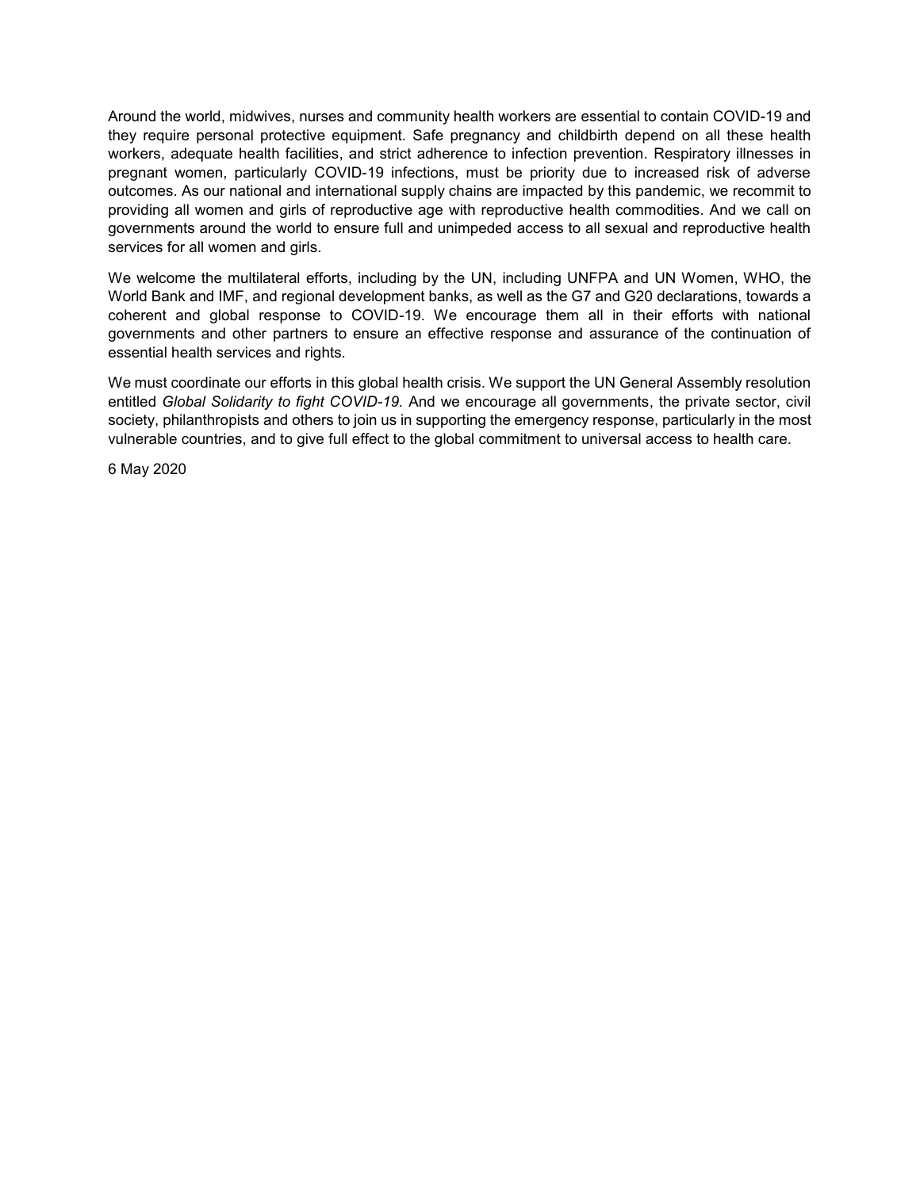Around the world, midwives, nurses and community health workers are essential to contain COVID-19 and they require personal protective equipment. Safe pregnancy and childbirth depend on all these health workers, adequate health facilities, and strict adherence to infection prevention. Respiratory illnesses in pregnant women, particularly COVID-19 infections, must be priority due to increased risk of adverse outcomes. As our national and international supply chains are impacted by this pandemic, we recommit to providing all women and girls of reproductive age with reproductive health commodities. And we call on governments around the world to ensure full and unimpeded access to all sexual and reproductive health services for all women and girls.

We welcome the multilateral efforts, including by the UN, including UNFPA and UN Women, WHO, the World Bank and IMF, and regional development banks, as well as the G7 and G20 declarations, towards a coherent and global response to COVID-19. We encourage them all in their efforts with national governments and other partners to ensure an effective response and assurance of the continuation of essential health services and rights.

We must coordinate our efforts in this global health crisis. We support the UN General Assembly resolution entitled *Global Solidarity to fight COVID-19.* And we encourage all governments, the private sector, civil society, philanthropists and others to join us in supporting the emergency response, particularly in the most vulnerable countries, and to give full effect to the global commitment to universal access to health care.

6 May 2020